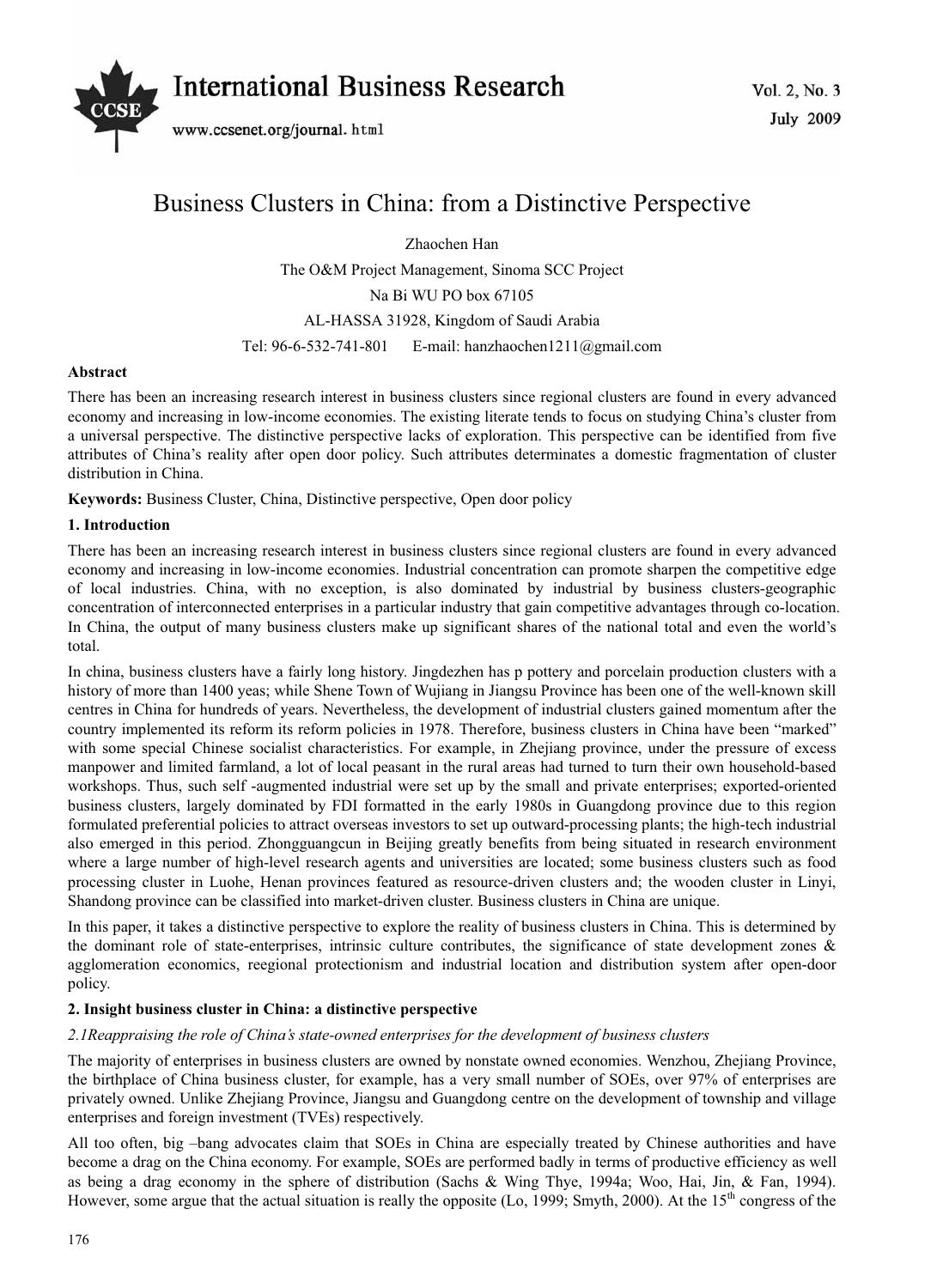# Business Clusters in China: from a Distinctive Perspective

Zhaochen Han

The O&M Project Management, Sinoma SCC Project

Na Bi WU PO box 67105

AL-HASSA 31928, Kingdom of Saudi Arabia

Tel: 96-6-532-741-801 E-mail: hanzhaochen1211@gmail.com

**Abstract**

There has been an increasing research interest in business clusters since regional clusters are found in every advanced economy and increasing in low-income economies. The existing literate tends to focus on studying China's cluster from a universal perspective. The distinctive perspective lacks of exploration. This perspective can be identified from five attributes of China's reality after open door policy. Such attributes determinates a domestic fragmentation of cluster distribution in China.

**Keywords:** Business Cluster, China, Distinctive perspective, Open door policy

## 1. Introduction

There has been an increasing research interest in business clusters since regional clusters are found in every advanced economy and increasing in low-income economies. Industrial concentration can promote sharpen the competitive edge of local industries. China, with no exception, is also dominated by industrial by business clusters-geographic concentration of interconnected enterprises in a particular industry that gain competitive advantages through co-location. In China, the output of many business clusters make up significant shares of the national total and even the world's total.

In china, business clusters have a fairly long history. Jingdezhen has p pottery and porcelain production clusters with a history of more than 1400 yeas; while Shene Town of Wujiang in Jiangsu Province has been one of the well-known skill centres in China for hundreds of years. Nevertheless, the development of industrial clusters gained momentum after the country implemented its reform its reform policies in 1978. Therefore, business clusters in China have been "marked" with some special Chinese socialist characteristics. For example, in Zhejiang province, under the pressure of excess manpower and limited farmland, a lot of local peasant in the rural areas had turned to turn their own household-based workshops. Thus, such self -augmented industrial were set up by the small and private enterprises; exported-oriented business clusters, largely dominated by FDI formatted in the early 1980s in Guangdong province due to this region formulated preferential policies to attract overseas investors to set up outward-processing plants; the high-tech industrial also emerged in this period. Zhongguangcun in Beijing greatly benefits from being situated in research environment where a large number of high-level research agents and universities are located; some business clusters such as food processing cluster in Luohe, Henan provinces featured as resource-driven clusters and; the wooden cluster in Linyi, Shandong province can be classified into market-driven cluster. Business clusters in China are unique.

In this paper, it takes a distinctive perspective to explore the reality of business clusters in China. This is determined by the dominant role of state-enterprises, intrinsic culture contributes, the significance of state development zones & agglomeration economics, reegional protectionism and industrial location and distribution system after open-door policy.

## 2. Insight business cluster in China: a distinctive perspective

### *2.1Reappraising the role of China's state-owned enterprises for the development of business clusters*

The majority of enterprises in business clusters are owned by nonstate owned economies. Wenzhou, Zhejiang Province, the birthplace of China business cluster, for example, has a very small number of SOEs, over 97% of enterprises are privately owned. Unlike Zhejiang Province, Jiangsu and Guangdong centre on the development of township and village enterprises and foreign investment (TVEs) respectively.

All too often, big –bang advocates claim that SOEs in China are especially treated by Chinese authorities and have become a drag on the China economy. For example, SOEs are performed badly in terms of productive efficiency as well as being a drag economy in the sphere of distribution (Sachs & Wing Thye, 1994a; Woo, Hai, Jin, & Fan, 1994). However, some argue that the actual situation is really the opposite (Lo, 1999; Smyth, 2000). At the 15th congress of the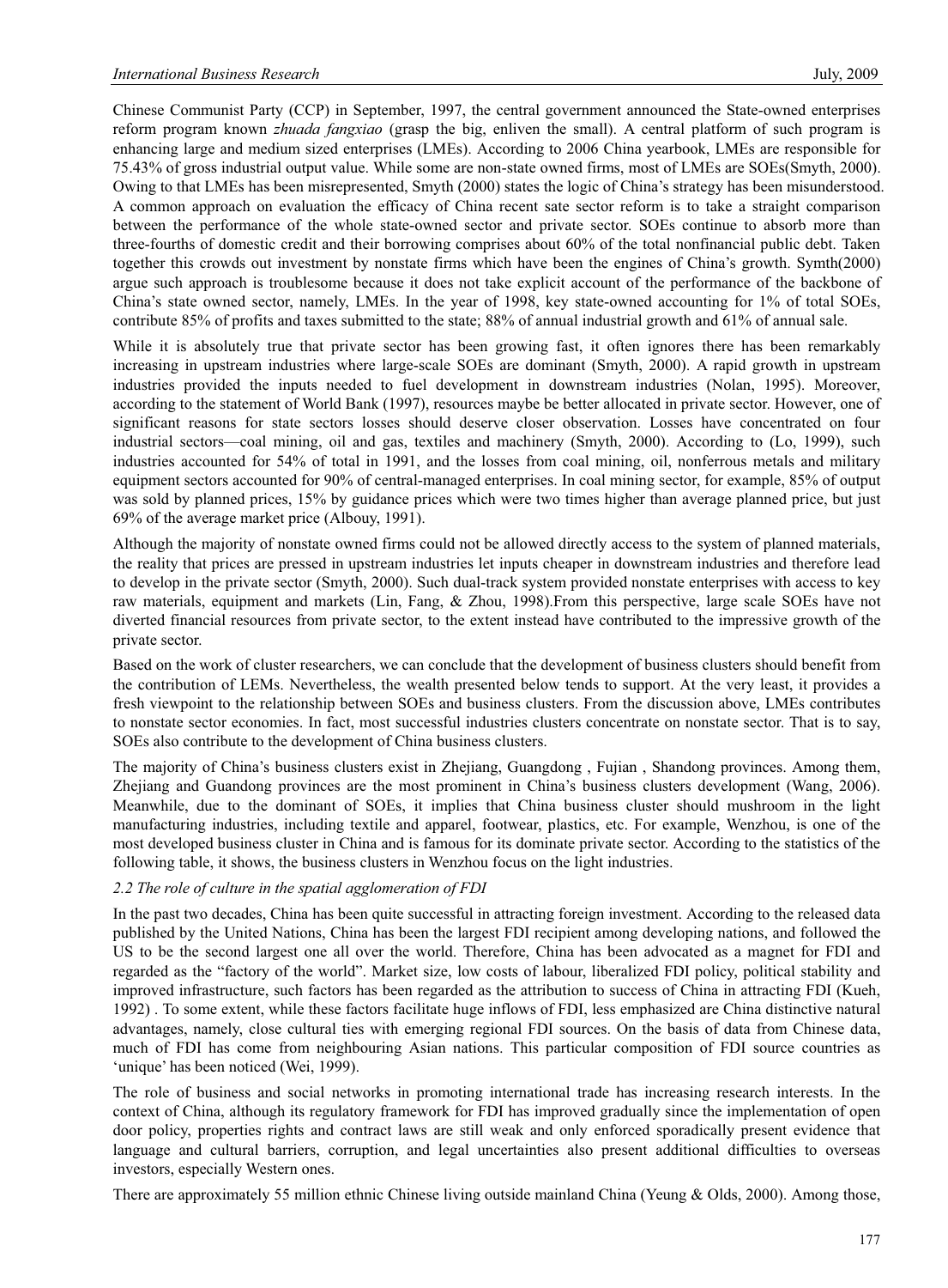Chinese Communist Party (CCP) in September, 1997, the central government announced the State-owned enterprises reform program known *zhuada fangxiao* (grasp the big, enliven the small). A central platform of such program is enhancing large and medium sized enterprises (LMEs). According to 2006 China yearbook, LMEs are responsible for 75.43% of gross industrial output value. While some are non-state owned firms, most of LMEs are SOEs(Smyth, 2000). Owing to that LMEs has been misrepresented, Smyth (2000) states the logic of China's strategy has been misunderstood. A common approach on evaluation the efficacy of China recent sate sector reform is to take a straight comparison between the performance of the whole state-owned sector and private sector. SOEs continue to absorb more than three-fourths of domestic credit and their borrowing comprises about 60% of the total nonfinancial public debt. Taken together this crowds out investment by nonstate firms which have been the engines of China's growth. Symth(2000) argue such approach is troublesome because it does not take explicit account of the performance of the backbone of China's state owned sector, namely, LMEs. In the year of 1998, key state-owned accounting for 1% of total SOEs, contribute 85% of profits and taxes submitted to the state; 88% of annual industrial growth and 61% of annual sale.

While it is absolutely true that private sector has been growing fast, it often ignores there has been remarkably increasing in upstream industries where large-scale SOEs are dominant (Smyth, 2000). A rapid growth in upstream industries provided the inputs needed to fuel development in downstream industries (Nolan, 1995). Moreover, according to the statement of World Bank (1997), resources maybe be better allocated in private sector. However, one of significant reasons for state sectors losses should deserve closer observation. Losses have concentrated on four industrial sectors—coal mining, oil and gas, textiles and machinery (Smyth, 2000). According to (Lo, 1999), such industries accounted for 54% of total in 1991, and the losses from coal mining, oil, nonferrous metals and military equipment sectors accounted for 90% of central-managed enterprises. In coal mining sector, for example, 85% of output was sold by planned prices, 15% by guidance prices which were two times higher than average planned price, but just 69% of the average market price (Albouy, 1991).

Although the majority of nonstate owned firms could not be allowed directly access to the system of planned materials, the reality that prices are pressed in upstream industries let inputs cheaper in downstream industries and therefore lead to develop in the private sector (Smyth, 2000). Such dual-track system provided nonstate enterprises with access to key raw materials, equipment and markets (Lin, Fang, & Zhou, 1998).From this perspective, large scale SOEs have not diverted financial resources from private sector, to the extent instead have contributed to the impressive growth of the private sector.

Based on the work of cluster researchers, we can conclude that the development of business clusters should benefit from the contribution of LEMs. Nevertheless, the wealth presented below tends to support. At the very least, it provides a fresh viewpoint to the relationship between SOEs and business clusters. From the discussion above, LMEs contributes to nonstate sector economies. In fact, most successful industries clusters concentrate on nonstate sector. That is to say, SOEs also contribute to the development of China business clusters.

The majority of China's business clusters exist in Zhejiang, Guangdong , Fujian , Shandong provinces. Among them, Zhejiang and Guandong provinces are the most prominent in China's business clusters development (Wang, 2006). Meanwhile, due to the dominant of SOEs, it implies that China business cluster should mushroom in the light manufacturing industries, including textile and apparel, footwear, plastics, etc. For example, Wenzhou, is one of the most developed business cluster in China and is famous for its dominate private sector. According to the statistics of the following table, it shows, the business clusters in Wenzhou focus on the light industries.

### *2.2 The role of culture in the spatial agglomeration of FDI*

In the past two decades, China has been quite successful in attracting foreign investment. According to the released data published by the United Nations, China has been the largest FDI recipient among developing nations, and followed the US to be the second largest one all over the world. Therefore, China has been advocated as a magnet for FDI and regarded as the "factory of the world". Market size, low costs of labour, liberalized FDI policy, political stability and improved infrastructure, such factors has been regarded as the attribution to success of China in attracting FDI (Kueh, 1992) . To some extent, while these factors facilitate huge inflows of FDI, less emphasized are China distinctive natural advantages, namely, close cultural ties with emerging regional FDI sources. On the basis of data from Chinese data, much of FDI has come from neighbouring Asian nations. This particular composition of FDI source countries as 'unique' has been noticed (Wei, 1999).

The role of business and social networks in promoting international trade has increasing research interests. In the context of China, although its regulatory framework for FDI has improved gradually since the implementation of open door policy, properties rights and contract laws are still weak and only enforced sporadically present evidence that language and cultural barriers, corruption, and legal uncertainties also present additional difficulties to overseas investors, especially Western ones.

There are approximately 55 million ethnic Chinese living outside mainland China (Yeung & Olds, 2000). Among those,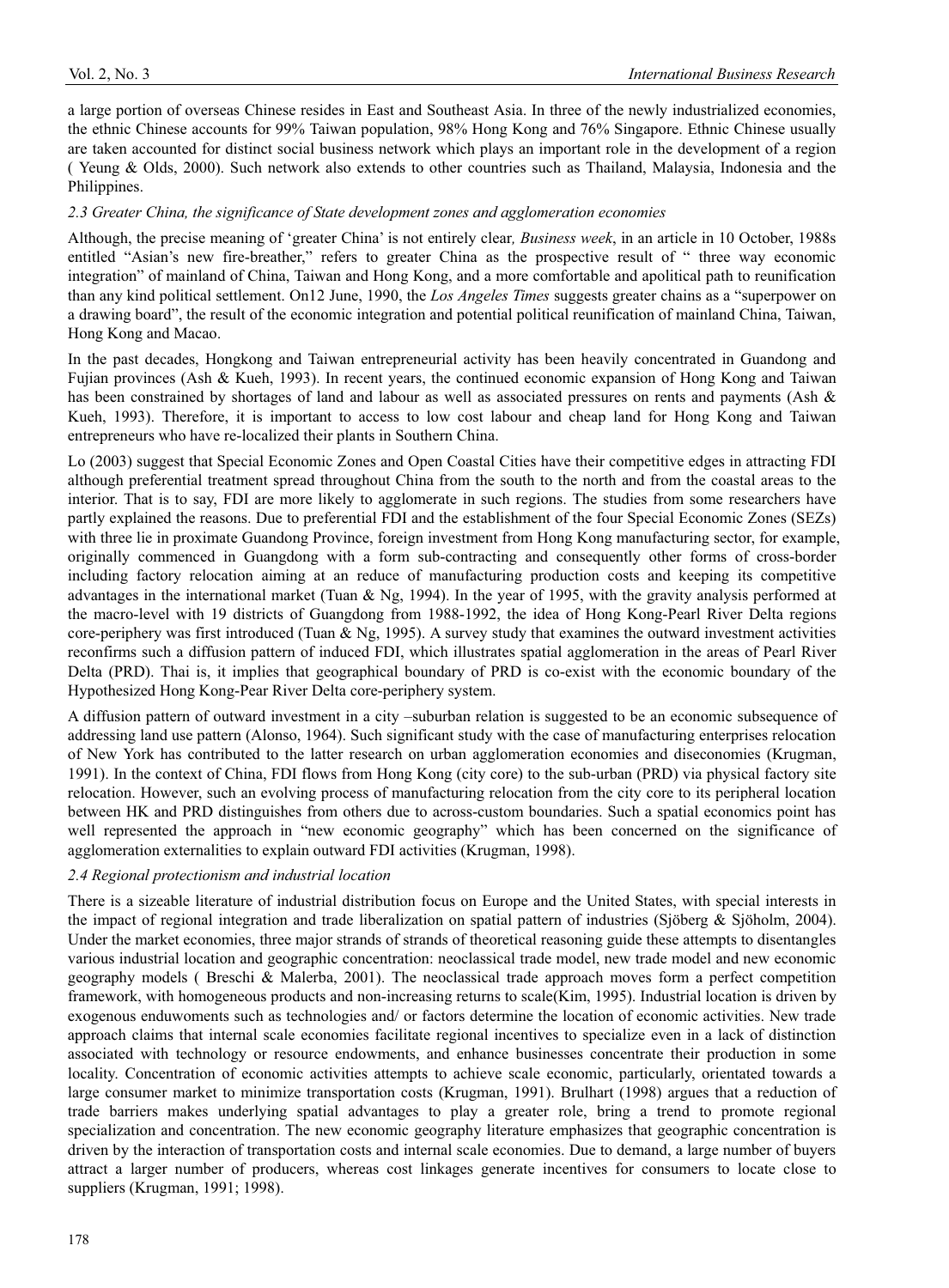a large portion of overseas Chinese resides in East and Southeast Asia. In three of the newly industrialized economies, the ethnic Chinese accounts for 99% Taiwan population, 98% Hong Kong and 76% Singapore. Ethnic Chinese usually are taken accounted for distinct social business network which plays an important role in the development of a region ( Yeung & Olds, 2000). Such network also extends to other countries such as Thailand, Malaysia, Indonesia and the Philippines.

### *2.3 Greater China, the significance of State development zones and agglomeration economies*

Although, the precise meaning of 'greater China' is not entirely clear*, Business week*, in an article in 10 October, 1988s entitled "Asian's new fire-breather," refers to greater China as the prospective result of " three way economic integration" of mainland of China, Taiwan and Hong Kong, and a more comfortable and apolitical path to reunification than any kind political settlement. On12 June, 1990, the *Los Angeles Times* suggests greater chains as a "superpower on a drawing board", the result of the economic integration and potential political reunification of mainland China, Taiwan, Hong Kong and Macao.

In the past decades, Hongkong and Taiwan entrepreneurial activity has been heavily concentrated in Guandong and Fujian provinces (Ash & Kueh, 1993). In recent years, the continued economic expansion of Hong Kong and Taiwan has been constrained by shortages of land and labour as well as associated pressures on rents and payments (Ash & Kueh, 1993). Therefore, it is important to access to low cost labour and cheap land for Hong Kong and Taiwan entrepreneurs who have re-localized their plants in Southern China.

Lo (2003) suggest that Special Economic Zones and Open Coastal Cities have their competitive edges in attracting FDI although preferential treatment spread throughout China from the south to the north and from the coastal areas to the interior. That is to say, FDI are more likely to agglomerate in such regions. The studies from some researchers have partly explained the reasons. Due to preferential FDI and the establishment of the four Special Economic Zones (SEZs) with three lie in proximate Guandong Province, foreign investment from Hong Kong manufacturing sector, for example, originally commenced in Guangdong with a form sub-contracting and consequently other forms of cross-border including factory relocation aiming at an reduce of manufacturing production costs and keeping its competitive advantages in the international market (Tuan & Ng, 1994). In the year of 1995, with the gravity analysis performed at the macro-level with 19 districts of Guangdong from 1988-1992, the idea of Hong Kong-Pearl River Delta regions core-periphery was first introduced (Tuan & Ng, 1995). A survey study that examines the outward investment activities reconfirms such a diffusion pattern of induced FDI, which illustrates spatial agglomeration in the areas of Pearl River Delta (PRD). Thai is, it implies that geographical boundary of PRD is co-exist with the economic boundary of the Hypothesized Hong Kong-Pear River Delta core-periphery system.

A diffusion pattern of outward investment in a city –suburban relation is suggested to be an economic subsequence of addressing land use pattern (Alonso, 1964). Such significant study with the case of manufacturing enterprises relocation of New York has contributed to the latter research on urban agglomeration economies and diseconomies (Krugman, 1991). In the context of China, FDI flows from Hong Kong (city core) to the sub-urban (PRD) via physical factory site relocation. However, such an evolving process of manufacturing relocation from the city core to its peripheral location between HK and PRD distinguishes from others due to across-custom boundaries. Such a spatial economics point has well represented the approach in "new economic geography" which has been concerned on the significance of agglomeration externalities to explain outward FDI activities (Krugman, 1998).

### *2.4 Regional protectionism and industrial location*

There is a sizeable literature of industrial distribution focus on Europe and the United States, with special interests in the impact of regional integration and trade liberalization on spatial pattern of industries (Sjöberg & Sjöholm, 2004). Under the market economies, three major strands of strands of theoretical reasoning guide these attempts to disentangles various industrial location and geographic concentration: neoclassical trade model, new trade model and new economic geography models ( Breschi & Malerba, 2001). The neoclassical trade approach moves form a perfect competition framework, with homogeneous products and non-increasing returns to scale(Kim, 1995). Industrial location is driven by exogenous enduwoments such as technologies and/ or factors determine the location of economic activities. New trade approach claims that internal scale economies facilitate regional incentives to specialize even in a lack of distinction associated with technology or resource endowments, and enhance businesses concentrate their production in some locality. Concentration of economic activities attempts to achieve scale economic, particularly, orientated towards a large consumer market to minimize transportation costs (Krugman, 1991). Brulhart (1998) argues that a reduction of trade barriers makes underlying spatial advantages to play a greater role, bring a trend to promote regional specialization and concentration. The new economic geography literature emphasizes that geographic concentration is driven by the interaction of transportation costs and internal scale economies. Due to demand, a large number of buyers attract a larger number of producers, whereas cost linkages generate incentives for consumers to locate close to suppliers (Krugman, 1991; 1998).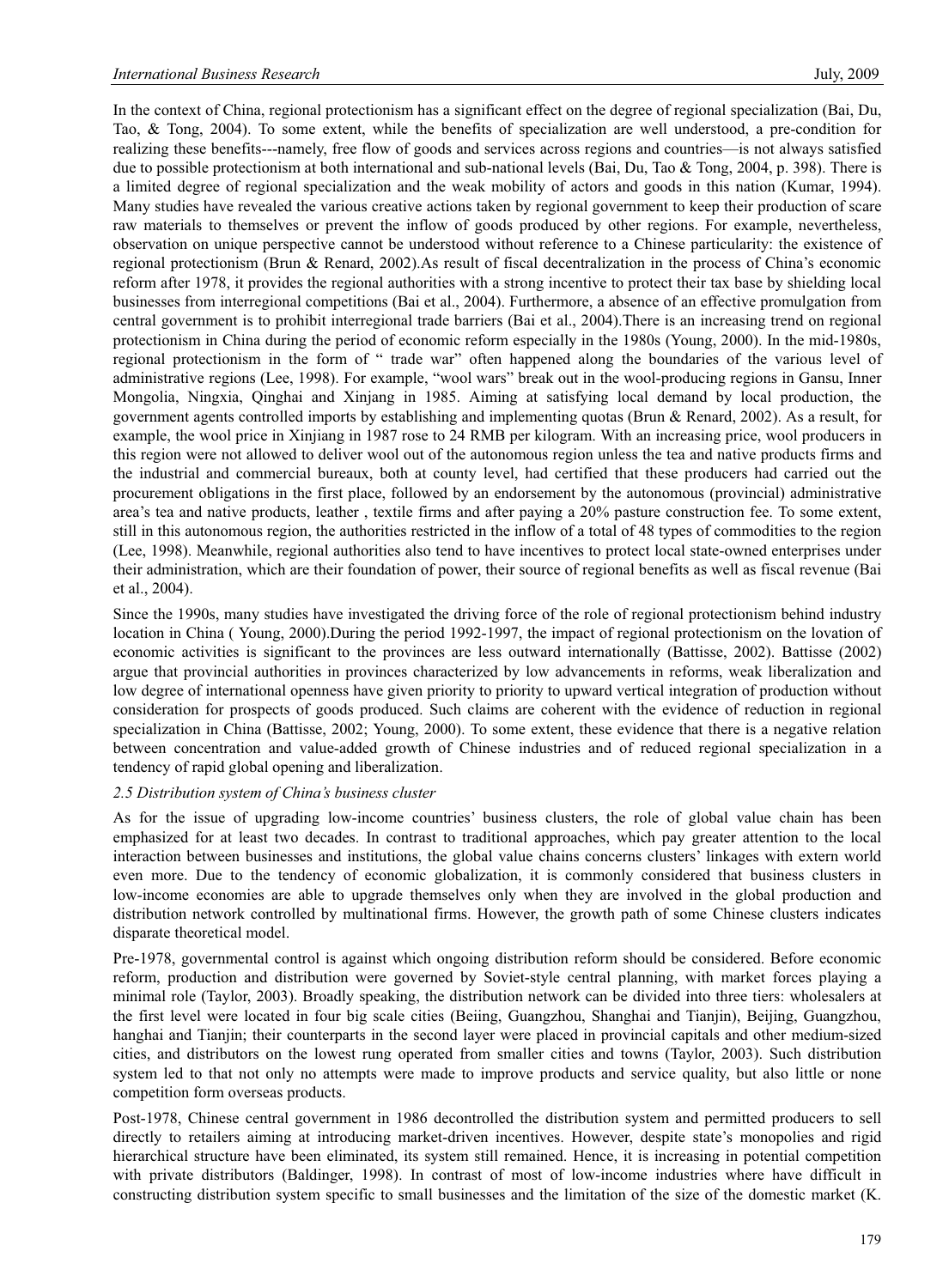In the context of China, regional protectionism has a significant effect on the degree of regional specialization (Bai, Du, Tao, & Tong, 2004). To some extent, while the benefits of specialization are well understood, a pre-condition for realizing these benefits---namely, free flow of goods and services across regions and countries—is not always satisfied due to possible protectionism at both international and sub-national levels (Bai, Du, Tao & Tong, 2004, p. 398). There is a limited degree of regional specialization and the weak mobility of actors and goods in this nation (Kumar, 1994). Many studies have revealed the various creative actions taken by regional government to keep their production of scare raw materials to themselves or prevent the inflow of goods produced by other regions. For example, nevertheless, observation on unique perspective cannot be understood without reference to a Chinese particularity: the existence of regional protectionism (Brun & Renard, 2002).As result of fiscal decentralization in the process of China's economic reform after 1978, it provides the regional authorities with a strong incentive to protect their tax base by shielding local businesses from interregional competitions (Bai et al., 2004). Furthermore, a absence of an effective promulgation from central government is to prohibit interregional trade barriers (Bai et al., 2004).There is an increasing trend on regional protectionism in China during the period of economic reform especially in the 1980s (Young, 2000). In the mid-1980s, regional protectionism in the form of " trade war" often happened along the boundaries of the various level of administrative regions (Lee, 1998). For example, "wool wars" break out in the wool-producing regions in Gansu, Inner Mongolia, Ningxia, Qinghai and Xinjang in 1985. Aiming at satisfying local demand by local production, the government agents controlled imports by establishing and implementing quotas (Brun & Renard, 2002). As a result, for example, the wool price in Xinjiang in 1987 rose to 24 RMB per kilogram. With an increasing price, wool producers in this region were not allowed to deliver wool out of the autonomous region unless the tea and native products firms and the industrial and commercial bureaux, both at county level, had certified that these producers had carried out the procurement obligations in the first place, followed by an endorsement by the autonomous (provincial) administrative area's tea and native products, leather , textile firms and after paying a 20% pasture construction fee. To some extent, still in this autonomous region, the authorities restricted in the inflow of a total of 48 types of commodities to the region (Lee, 1998). Meanwhile, regional authorities also tend to have incentives to protect local state-owned enterprises under their administration, which are their foundation of power, their source of regional benefits as well as fiscal revenue (Bai et al., 2004).

Since the 1990s, many studies have investigated the driving force of the role of regional protectionism behind industry location in China ( Young, 2000).During the period 1992-1997, the impact of regional protectionism on the lovation of economic activities is significant to the provinces are less outward internationally (Battisse, 2002). Battisse (2002) argue that provincial authorities in provinces characterized by low advancements in reforms, weak liberalization and low degree of international openness have given priority to priority to upward vertical integration of production without consideration for prospects of goods produced. Such claims are coherent with the evidence of reduction in regional specialization in China (Battisse, 2002; Young, 2000). To some extent, these evidence that there is a negative relation between concentration and value-added growth of Chinese industries and of reduced regional specialization in a tendency of rapid global opening and liberalization.

### *2.5 Distribution system of China's business cluster*

As for the issue of upgrading low-income countries' business clusters, the role of global value chain has been emphasized for at least two decades. In contrast to traditional approaches, which pay greater attention to the local interaction between businesses and institutions, the global value chains concerns clusters' linkages with extern world even more. Due to the tendency of economic globalization, it is commonly considered that business clusters in low-income economies are able to upgrade themselves only when they are involved in the global production and distribution network controlled by multinational firms. However, the growth path of some Chinese clusters indicates disparate theoretical model.

Pre-1978, governmental control is against which ongoing distribution reform should be considered. Before economic reform, production and distribution were governed by Soviet-style central planning, with market forces playing a minimal role (Taylor, 2003). Broadly speaking, the distribution network can be divided into three tiers: wholesalers at the first level were located in four big scale cities (Beiing, Guangzhou, Shanghai and Tianjin), Beijing, Guangzhou, hanghai and Tianjin; their counterparts in the second layer were placed in provincial capitals and other medium-sized cities, and distributors on the lowest rung operated from smaller cities and towns (Taylor, 2003). Such distribution system led to that not only no attempts were made to improve products and service quality, but also little or none competition form overseas products.

Post-1978, Chinese central government in 1986 decontrolled the distribution system and permitted producers to sell directly to retailers aiming at introducing market-driven incentives. However, despite state's monopolies and rigid hierarchical structure have been eliminated, its system still remained. Hence, it is increasing in potential competition with private distributors (Baldinger, 1998). In contrast of most of low-income industries where have difficult in constructing distribution system specific to small businesses and the limitation of the size of the domestic market (K.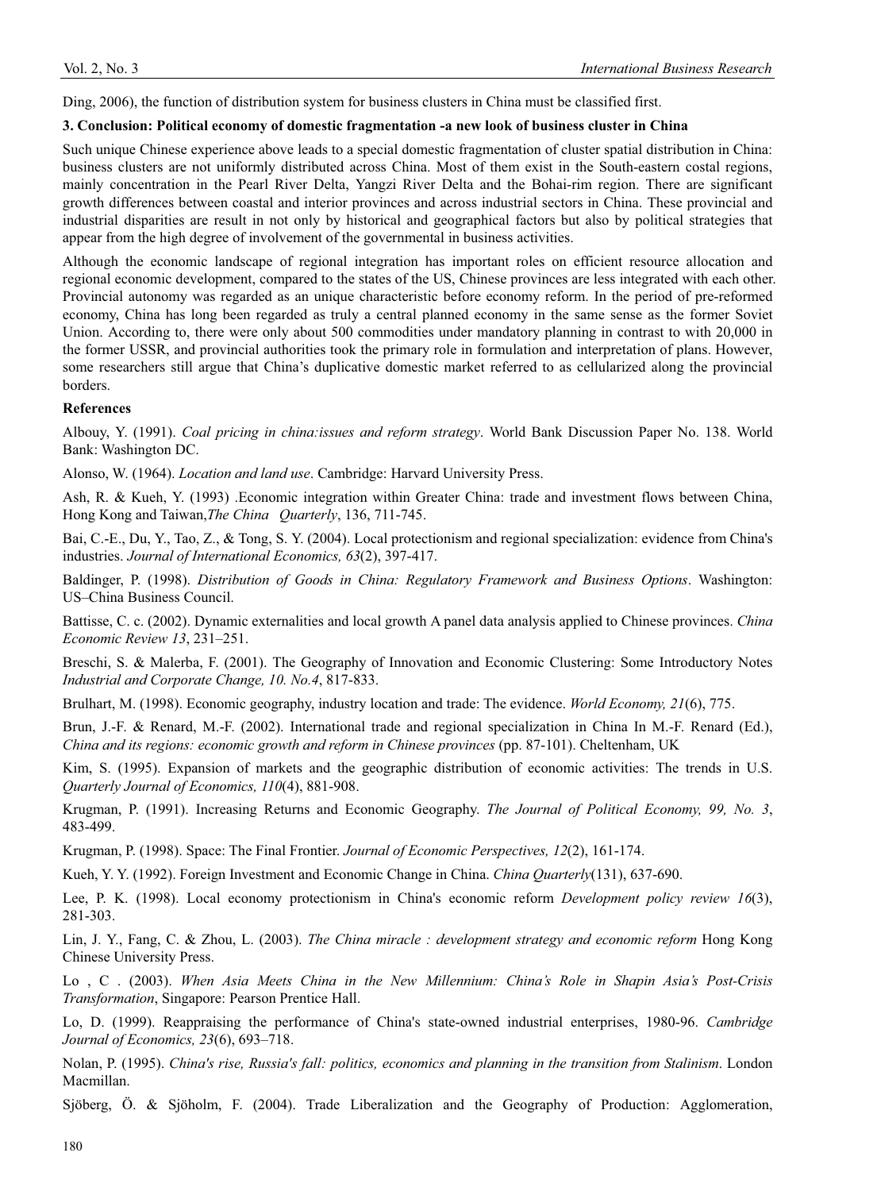Ding, 2006), the function of distribution system for business clusters in China must be classified first.

## 3. Conclusion: Political economy of domestic fragmentation -a new look of business cluster in China

Such unique Chinese experience above leads to a special domestic fragmentation of cluster spatial distribution in China: business clusters are not uniformly distributed across China. Most of them exist in the South-eastern costal regions, mainly concentration in the Pearl River Delta, Yangzi River Delta and the Bohai-rim region. There are significant growth differences between coastal and interior provinces and across industrial sectors in China. These provincial and industrial disparities are result in not only by historical and geographical factors but also by political strategies that appear from the high degree of involvement of the governmental in business activities.

Although the economic landscape of regional integration has important roles on efficient resource allocation and regional economic development, compared to the states of the US, Chinese provinces are less integrated with each other. Provincial autonomy was regarded as an unique characteristic before economy reform. In the period of pre-reformed economy, China has long been regarded as truly a central planned economy in the same sense as the former Soviet Union. According to, there were only about 500 commodities under mandatory planning in contrast to with 20,000 in the former USSR, and provincial authorities took the primary role in formulation and interpretation of plans. However, some researchers still argue that China's duplicative domestic market referred to as cellularized along the provincial borders.

## References

Albouy, Y. (1991). *Coal pricing in china:issues and reform strategy*. World Bank Discussion Paper No. 138. World Bank: Washington DC.

Alonso, W. (1964). *Location and land use*. Cambridge: Harvard University Press.

Ash, R. & Kueh, Y. (1993) .Economic integration within Greater China: trade and investment flows between China, Hong Kong and Taiwan,*The China Quarterly*, 136, 711-745.

Bai, C.-E., Du, Y., Tao, Z., & Tong, S. Y. (2004). Local protectionism and regional specialization: evidence from China's industries. *Journal of International Economics, 63*(2), 397-417.

Baldinger, P. (1998). *Distribution of Goods in China: Regulatory Framework and Business Options*. Washington: US–China Business Council.

Battisse, C. c. (2002). Dynamic externalities and local growth A panel data analysis applied to Chinese provinces. *China Economic Review 13*, 231–251.

Breschi, S. & Malerba, F. (2001). The Geography of Innovation and Economic Clustering: Some Introductory Notes *Industrial and Corporate Change, 10. No.4*, 817-833.

Brulhart, M. (1998). Economic geography, industry location and trade: The evidence. *World Economy, 21*(6), 775.

Brun, J.-F. & Renard, M.-F. (2002). International trade and regional specialization in China In M.-F. Renard (Ed.), *China and its regions: economic growth and reform in Chinese provinces* (pp. 87-101). Cheltenham, UK

Kim, S. (1995). Expansion of markets and the geographic distribution of economic activities: The trends in U.S. *Quarterly Journal of Economics, 110*(4), 881-908.

Krugman, P. (1991). Increasing Returns and Economic Geography. *The Journal of Political Economy, 99, No. 3*, 483-499.

Krugman, P. (1998). Space: The Final Frontier. *Journal of Economic Perspectives, 12*(2), 161-174.

Kueh, Y. Y. (1992). Foreign Investment and Economic Change in China. *China Quarterly*(131), 637-690.

Lee, P. K. (1998). Local economy protectionism in China's economic reform *Development policy review 16*(3), 281-303.

Lin, J. Y., Fang, C. & Zhou, L. (2003). *The China miracle : development strategy and economic reform* Hong Kong Chinese University Press.

Lo , C . (2003). *When Asia Meets China in the New Millennium: China's Role in Shapin Asia's Post-Crisis Transformation*, Singapore: Pearson Prentice Hall.

Lo, D. (1999). Reappraising the performance of China's state-owned industrial enterprises, 1980-96. *Cambridge Journal of Economics, 23*(6), 693–718.

Nolan, P. (1995). *China's rise, Russia's fall: politics, economics and planning in the transition from Stalinism*. London Macmillan.

Sjöberg, Ö. & Sjöholm, F. (2004). Trade Liberalization and the Geography of Production: Agglomeration,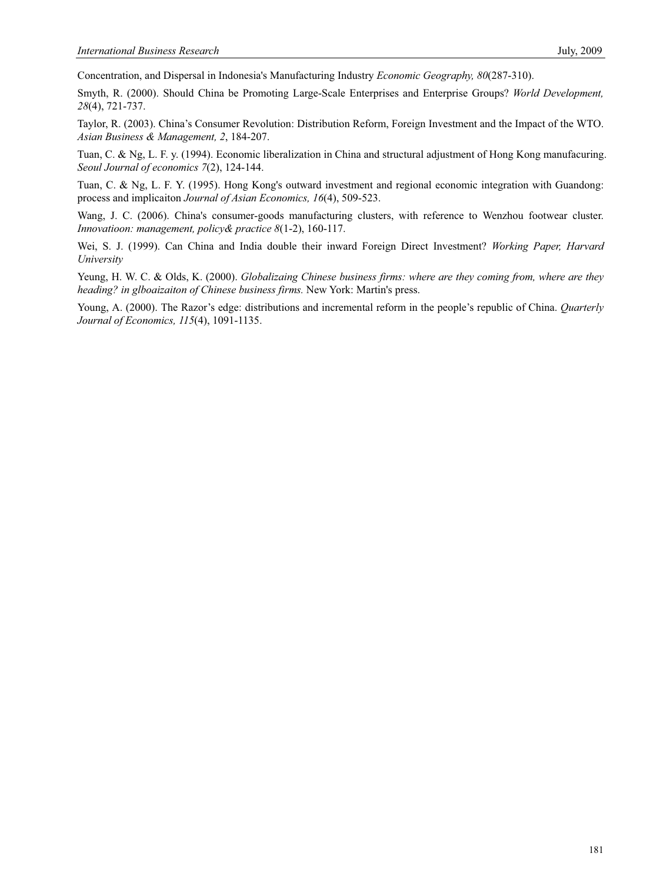Concentration, and Dispersal in Indonesia's Manufacturing Industry *Economic Geography, 80*(287-310).

Smyth, R. (2000). Should China be Promoting Large-Scale Enterprises and Enterprise Groups? *World Development, 28*(4), 721-737.

Taylor, R. (2003). China's Consumer Revolution: Distribution Reform, Foreign Investment and the Impact of the WTO. *Asian Business & Management, 2*, 184-207.

Tuan, C. & Ng, L. F. y. (1994). Economic liberalization in China and structural adjustment of Hong Kong manufacuring. *Seoul Journal of economics 7*(2), 124-144.

Tuan, C. & Ng, L. F. Y. (1995). Hong Kong's outward investment and regional economic integration with Guandong: process and implicaiton *Journal of Asian Economics, 16*(4), 509-523.

Wang, J. C. (2006). China's consumer-goods manufacturing clusters, with reference to Wenzhou footwear cluster. *Innovatioon: management, policy& practice 8*(1-2), 160-117.

Wei, S. J. (1999). Can China and India double their inward Foreign Direct Investment? *Working Paper, Harvard University*

Yeung, H. W. C. & Olds, K. (2000). *Globalizaing Chinese business firms: where are they coming from, where are they heading? in glboaizaiton of Chinese business firms.* New York: Martin's press.

Young, A. (2000). The Razor's edge: distributions and incremental reform in the people's republic of China. *Quarterly Journal of Economics, 115*(4), 1091-1135.